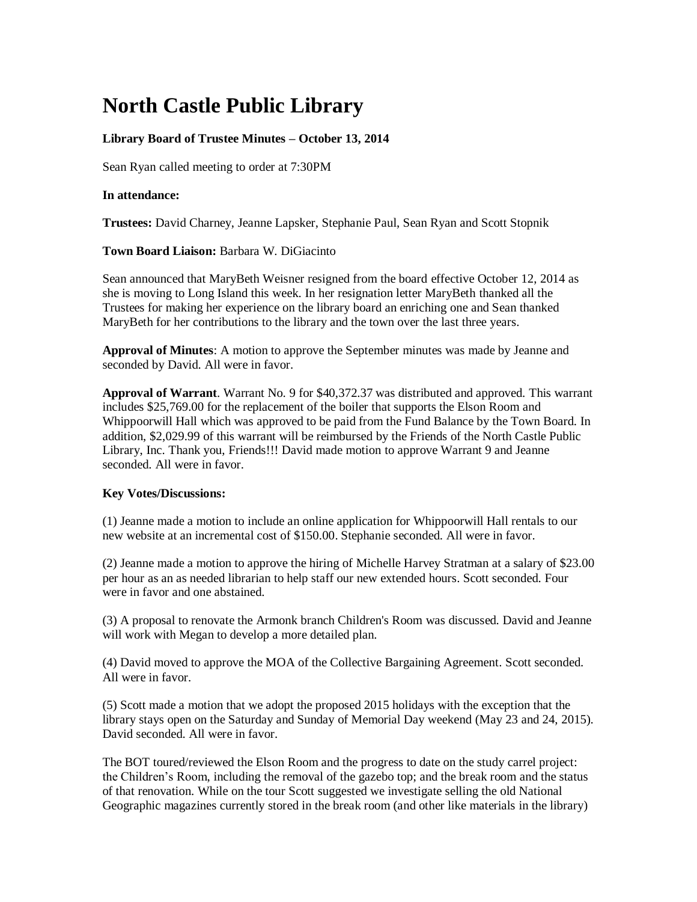# North Castle Public Library

**Library Board of Trustee Minutes – October 13, 2014**

Sean Ryan called meeting to order at 7:30PM

**In attendance:**

**Trustees:** David Charney, Jeanne Lapsker, Stephanie Paul, Sean Ryan and Scott Stopnik

**Town Board Liaison:** Barbara W. DiGiacinto

Sean announced that MaryBeth Weisner resigned from the board effective October 12, 2014 as she is moving to Long Island this week. In her resignation letter MaryBeth thanked all the Trustees for making her experience on the library board an enriching one and Sean thanked MaryBeth for her contributions to the library and the town over the last three years.

**Approval of Minutes**: A motion to approve the September minutes was made by Jeanne and seconded by David. All were in favor.

**Approval of Warrant**. Warrant No. 9 for $40,372.37 was distributed and approved. This warrant includes $25,769.00 for the replacement of the boiler that supports the Elson Room and Whippoorwill Hall which was approved to be paid from the Fund Balance by the Town Board. In addition, $2,029.99 of this warrant will be reimbursed by the Friends of the North Castle Public Library, Inc. Thank you, Friends!!! David made motion to approve Warrant 9 and Jeanne seconded. All were in favor.

**Key Votes/Discussions:**

(1) Jeanne made a motion to include an online application for Whippoorwill Hall rentals to our new website at an incremental cost of $150.00. Stephanie seconded. All were in favor.

(2) Jeanne made a motion to approve the hiring of Michelle Harvey Stratman at a salary of $23.00 per hour as an as needed librarian to help staff our new extended hours. Scott seconded. Four were in favor and one abstained.

(3) A proposal to renovate the Armonk branch Children's Room was discussed. David and Jeanne will work with Megan to develop a more detailed plan.

(4) David moved to approve the MOA of the Collective Bargaining Agreement. Scott seconded. All were in favor.

(5) Scott made a motion that we adopt the proposed 2015 holidays with the exception that the library stays open on the Saturday and Sunday of Memorial Day weekend (May 23 and 24, 2015). David seconded. All were in favor.

The BOT toured/reviewed the Elson Room and the progress to date on the study carrel project: the Children's Room, including the removal of the gazebo top; and the break room and the status of that renovation. While on the tour Scott suggested we investigate selling the old National Geographic magazines currently stored in the break room (and other like materials in the library)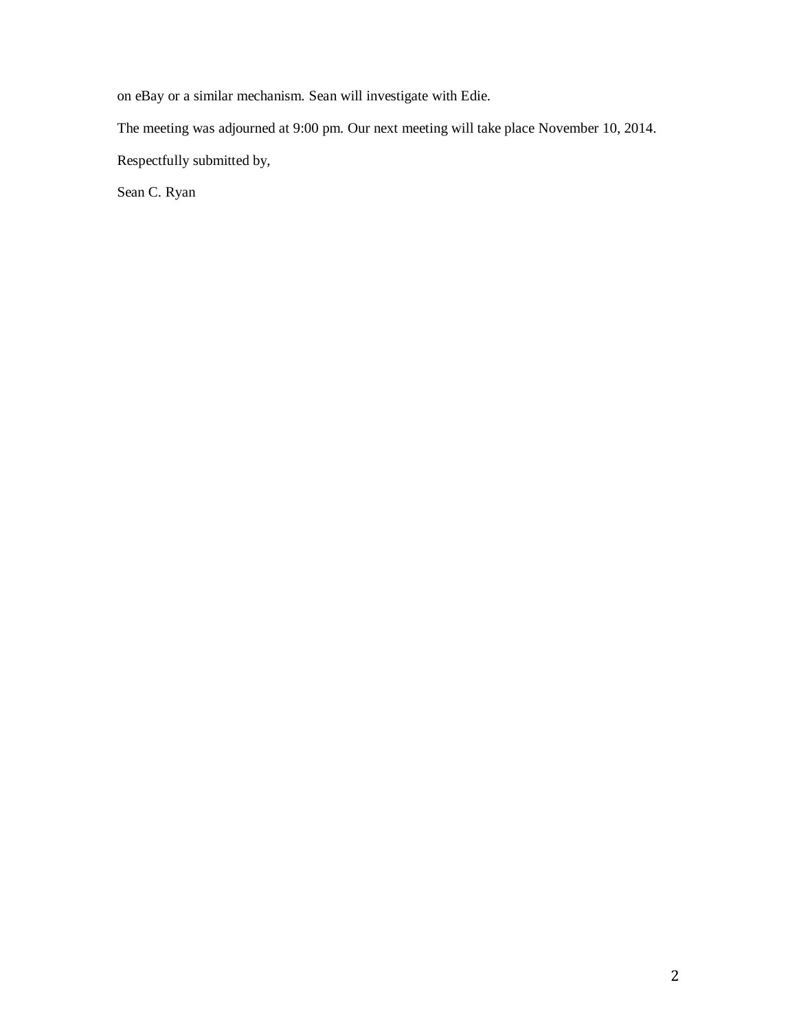on eBay or a similar mechanism. Sean will investigate with Edie.

The meeting was adjourned at 9:00 pm. Our next meeting will take place November 10, 2014.

Respectfully submitted by,

Sean C. Ryan